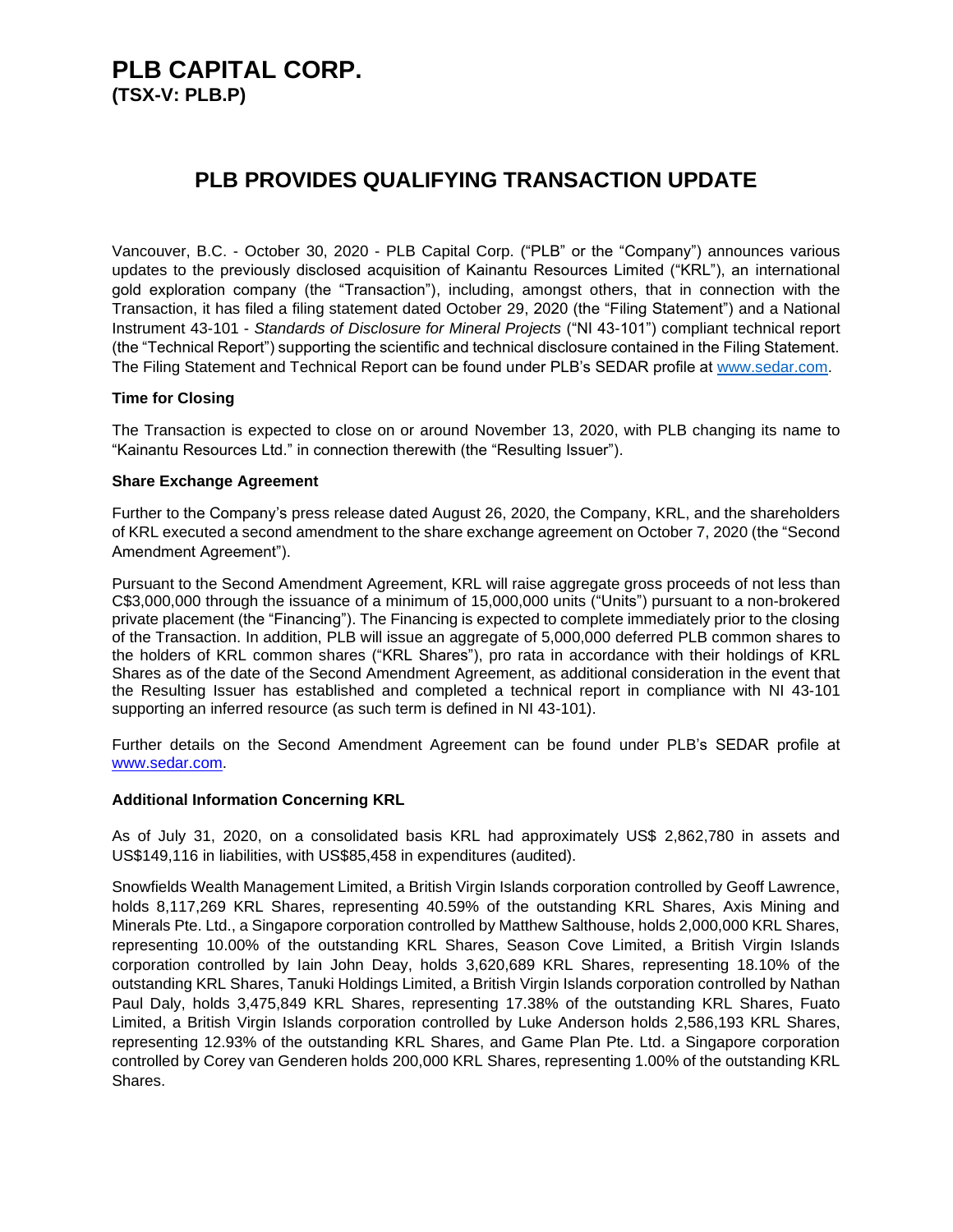# PLB CAPITAL CORP.
**(TSX-V: PLB.P)**

## PLB PROVIDES QUALIFYING TRANSACTION UPDATE

Vancouver, B.C. - October 30, 2020 - PLB Capital Corp. ("PLB" or the "Company") announces various updates to the previously disclosed acquisition of Kainantu Resources Limited ("KRL"), an international gold exploration company (the "Transaction"), including, amongst others, that in connection with the Transaction, it has filed a filing statement dated October 29, 2020 (the "Filing Statement") and a National Instrument 43-101 - *Standards of Disclosure for Mineral Projects* ("NI 43-101") compliant technical report (the "Technical Report") supporting the scientific and technical disclosure contained in the Filing Statement. The Filing Statement and Technical Report can be found under PLB's SEDAR profile at www.sedar.com.

**Time for Closing**

The Transaction is expected to close on or around November 13, 2020, with PLB changing its name to "Kainantu Resources Ltd." in connection therewith (the "Resulting Issuer").

**Share Exchange Agreement**

Further to the Company's press release dated August 26, 2020, the Company, KRL, and the shareholders of KRL executed a second amendment to the share exchange agreement on October 7, 2020 (the "Second Amendment Agreement").

Pursuant to the Second Amendment Agreement, KRL will raise aggregate gross proceeds of not less than C$3,000,000 through the issuance of a minimum of 15,000,000 units ("Units") pursuant to a non-brokered private placement (the "Financing"). The Financing is expected to complete immediately prior to the closing of the Transaction. In addition, PLB will issue an aggregate of 5,000,000 deferred PLB common shares to the holders of KRL common shares ("KRL Shares"), pro rata in accordance with their holdings of KRL Shares as of the date of the Second Amendment Agreement, as additional consideration in the event that the Resulting Issuer has established and completed a technical report in compliance with NI 43-101 supporting an inferred resource (as such term is defined in NI 43-101).

Further details on the Second Amendment Agreement can be found under PLB's SEDAR profile at www.sedar.com.

**Additional Information Concerning KRL**

As of July 31, 2020, on a consolidated basis KRL had approximately US$ 2,862,780 in assets and US$149,116 in liabilities, with US$85,458 in expenditures (audited).

Snowfields Wealth Management Limited, a British Virgin Islands corporation controlled by Geoff Lawrence, holds 8,117,269 KRL Shares, representing 40.59% of the outstanding KRL Shares, Axis Mining and Minerals Pte. Ltd., a Singapore corporation controlled by Matthew Salthouse, holds 2,000,000 KRL Shares, representing 10.00% of the outstanding KRL Shares, Season Cove Limited, a British Virgin Islands corporation controlled by Iain John Deay, holds 3,620,689 KRL Shares, representing 18.10% of the outstanding KRL Shares, Tanuki Holdings Limited, a British Virgin Islands corporation controlled by Nathan Paul Daly, holds 3,475,849 KRL Shares, representing 17.38% of the outstanding KRL Shares, Fuato Limited, a British Virgin Islands corporation controlled by Luke Anderson holds 2,586,193 KRL Shares, representing 12.93% of the outstanding KRL Shares, and Game Plan Pte. Ltd. a Singapore corporation controlled by Corey van Genderen holds 200,000 KRL Shares, representing 1.00% of the outstanding KRL Shares.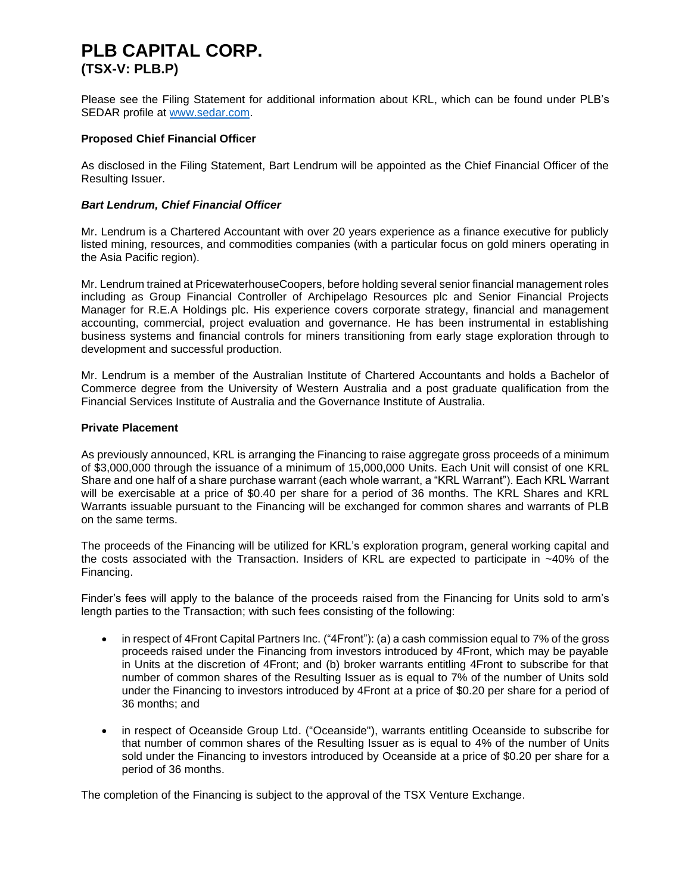# PLB CAPITAL CORP.
## (TSX-V: PLB.P)

Please see the Filing Statement for additional information about KRL, which can be found under PLB's SEDAR profile at www.sedar.com.

**Proposed Chief Financial Officer**

As disclosed in the Filing Statement, Bart Lendrum will be appointed as the Chief Financial Officer of the Resulting Issuer.

***Bart Lendrum, Chief Financial Officer***

Mr. Lendrum is a Chartered Accountant with over 20 years experience as a finance executive for publicly listed mining, resources, and commodities companies (with a particular focus on gold miners operating in the Asia Pacific region).

Mr. Lendrum trained at PricewaterhouseCoopers, before holding several senior financial management roles including as Group Financial Controller of Archipelago Resources plc and Senior Financial Projects Manager for R.E.A Holdings plc. His experience covers corporate strategy, financial and management accounting, commercial, project evaluation and governance. He has been instrumental in establishing business systems and financial controls for miners transitioning from early stage exploration through to development and successful production.

Mr. Lendrum is a member of the Australian Institute of Chartered Accountants and holds a Bachelor of Commerce degree from the University of Western Australia and a post graduate qualification from the Financial Services Institute of Australia and the Governance Institute of Australia.

**Private Placement**

As previously announced, KRL is arranging the Financing to raise aggregate gross proceeds of a minimum of $3,000,000 through the issuance of a minimum of 15,000,000 Units. Each Unit will consist of one KRL Share and one half of a share purchase warrant (each whole warrant, a "KRL Warrant"). Each KRL Warrant will be exercisable at a price of $0.40 per share for a period of 36 months. The KRL Shares and KRL Warrants issuable pursuant to the Financing will be exchanged for common shares and warrants of PLB on the same terms.

The proceeds of the Financing will be utilized for KRL's exploration program, general working capital and the costs associated with the Transaction. Insiders of KRL are expected to participate in ~40% of the Financing.

Finder's fees will apply to the balance of the proceeds raised from the Financing for Units sold to arm's length parties to the Transaction; with such fees consisting of the following:

- in respect of 4Front Capital Partners Inc. ("4Front"): (a) a cash commission equal to 7% of the gross proceeds raised under the Financing from investors introduced by 4Front, which may be payable in Units at the discretion of 4Front; and (b) broker warrants entitling 4Front to subscribe for that number of common shares of the Resulting Issuer as is equal to 7% of the number of Units sold under the Financing to investors introduced by 4Front at a price of $0.20 per share for a period of 36 months; and
- in respect of Oceanside Group Ltd. ("Oceanside"), warrants entitling Oceanside to subscribe for that number of common shares of the Resulting Issuer as is equal to 4% of the number of Units sold under the Financing to investors introduced by Oceanside at a price of $0.20 per share for a period of 36 months.

The completion of the Financing is subject to the approval of the TSX Venture Exchange.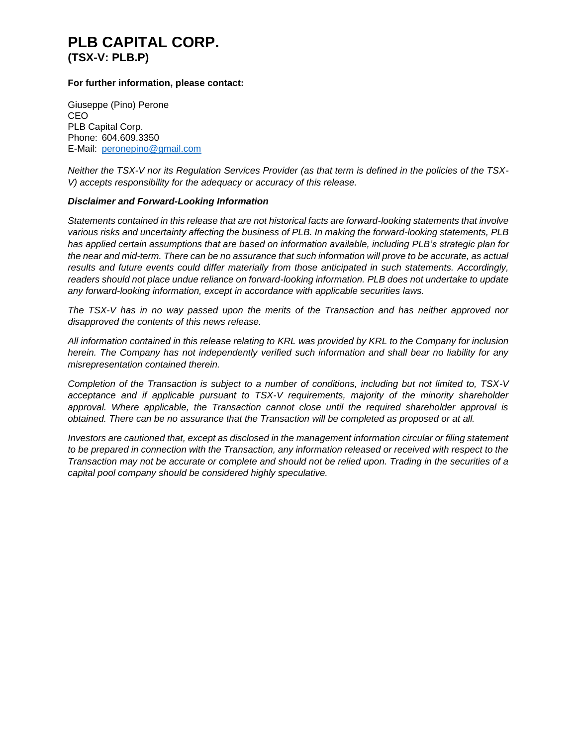# PLB CAPITAL CORP.
**(TSX-V: PLB.P)**

**For further information, please contact:**

Giuseppe (Pino) Perone
CEO
PLB Capital Corp.
Phone: 604.609.3350
E-Mail: peronepino@gmail.com

*Neither the TSX-V nor its Regulation Services Provider (as that term is defined in the policies of the TSX-V) accepts responsibility for the adequacy or accuracy of this release.*

***Disclaimer and Forward-Looking Information***

*Statements contained in this release that are not historical facts are forward-looking statements that involve various risks and uncertainty affecting the business of PLB. In making the forward-looking statements, PLB has applied certain assumptions that are based on information available, including PLB's strategic plan for the near and mid-term. There can be no assurance that such information will prove to be accurate, as actual results and future events could differ materially from those anticipated in such statements. Accordingly, readers should not place undue reliance on forward-looking information. PLB does not undertake to update any forward-looking information, except in accordance with applicable securities laws.*

*The TSX-V has in no way passed upon the merits of the Transaction and has neither approved nor disapproved the contents of this news release.*

*All information contained in this release relating to KRL was provided by KRL to the Company for inclusion herein. The Company has not independently verified such information and shall bear no liability for any misrepresentation contained therein.*

*Completion of the Transaction is subject to a number of conditions, including but not limited to, TSX-V acceptance and if applicable pursuant to TSX-V requirements, majority of the minority shareholder approval. Where applicable, the Transaction cannot close until the required shareholder approval is obtained. There can be no assurance that the Transaction will be completed as proposed or at all.*

*Investors are cautioned that, except as disclosed in the management information circular or filing statement to be prepared in connection with the Transaction, any information released or received with respect to the Transaction may not be accurate or complete and should not be relied upon. Trading in the securities of a capital pool company should be considered highly speculative.*